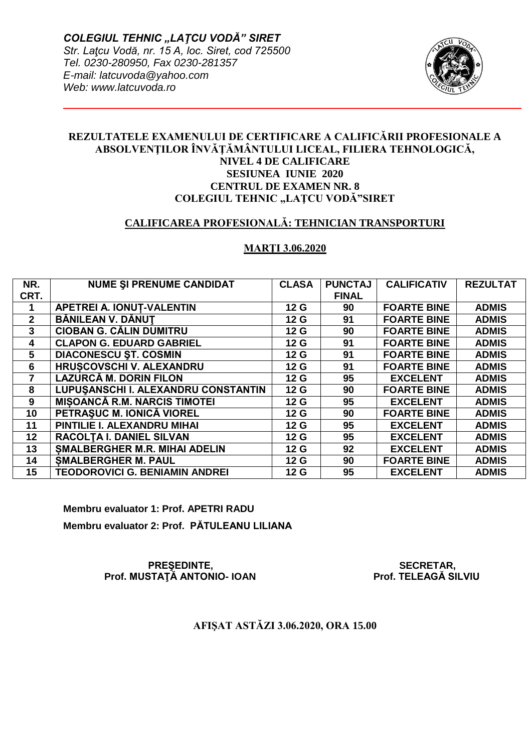*COLEGIUL TEHNIC „LAŢCU VODĂ" SIRET*
*Str. Laţcu Vodă, nr. 15 A, loc. Siret, cod 725500*
*Tel. 0230-280950, Fax 0230-281357*
*E-mail: latcuvoda@yahoo.com*
*Web: www.latcuvoda.ro*

## REZULTATELE EXAMENULUI DE CERTIFICARE A CALIFICĂRII PROFESIONALE A ABSOLVENŢILOR ÎNVĂŢĂMÂNTULUI LICEAL, FILIERA TEHNOLOGICĂ, NIVEL 4 DE CALIFICARE SESIUNEA IUNIE 2020 CENTRUL DE EXAMEN NR. 8 COLEGIUL TEHNIC „LAŢCU VODĂ"SIRET

### CALIFICAREA PROFESIONALĂ: TEHNICIAN TRANSPORTURI

**MARŢI 3.06.2020**

| NR. CRT. | NUME ŞI PRENUME CANDIDAT | CLASA | PUNCTAJ FINAL | CALIFICATIV | REZULTAT |
|---|---|---|---|---|---|
| 1 | APETREI A. IONUȚ-VALENTIN | 12 G | 90 | FOARTE BINE | ADMIS |
| 2 | BĂNILEAN V. DĂNUŢ | 12 G | 91 | FOARTE BINE | ADMIS |
| 3 | CIOBAN G. CĂLIN DUMITRU | 12 G | 90 | FOARTE BINE | ADMIS |
| 4 | CLAPON G. EDUARD GABRIEL | 12 G | 91 | FOARTE BINE | ADMIS |
| 5 | DIACONESCU ŞT. COSMIN | 12 G | 91 | FOARTE BINE | ADMIS |
| 6 | HRUȘCOVSCHI V. ALEXANDRU | 12 G | 91 | FOARTE BINE | ADMIS |
| 7 | LAZURCĂ M. DORIN FILON | 12 G | 95 | EXCELENT | ADMIS |
| 8 | LUPUŞANSCHI I. ALEXANDRU CONSTANTIN | 12 G | 90 | FOARTE BINE | ADMIS |
| 9 | MIȘOANCĂ R.M. NARCIS TIMOTEI | 12 G | 95 | EXCELENT | ADMIS |
| 10 | PETRAŞUC M. IONICĂ VIOREL | 12 G | 90 | FOARTE BINE | ADMIS |
| 11 | PINTILIE I. ALEXANDRU MIHAI | 12 G | 95 | EXCELENT | ADMIS |
| 12 | RACOLŢA I. DANIEL SILVAN | 12 G | 95 | EXCELENT | ADMIS |
| 13 | ȘMALBERGHER M.R. MIHAI ADELIN | 12 G | 92 | EXCELENT | ADMIS |
| 14 | ȘMALBERGHER M. PAUL | 12 G | 90 | FOARTE BINE | ADMIS |
| 15 | TEODOROVICI G. BENIAMIN ANDREI | 12 G | 95 | EXCELENT | ADMIS |

**Membru evaluator 1: Prof. APETRI RADU**

**Membru evaluator 2: Prof. PĂTULEANU LILIANA**

**PREŞEDINTE,**
**Prof. MUSTAŢĂ ANTONIO- IOAN**

**SECRETAR,**
**Prof. TELEAGĂ SILVIU**

**AFIŞAT ASTĂZI 3.06.2020, ORA 15.00**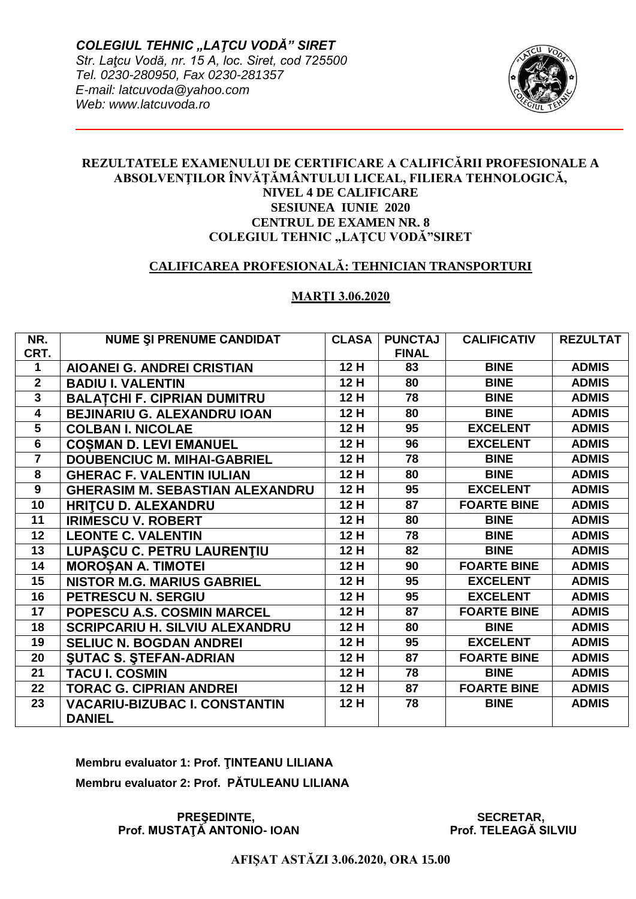*COLEGIUL TEHNIC „LAŢCU VODĂ" SIRET*
*Str. Laţcu Vodă, nr. 15 A, loc. Siret, cod 725500*
*Tel. 0230-280950, Fax 0230-281357*
*E-mail: latcuvoda@yahoo.com*
*Web: www.latcuvoda.ro*

**REZULTATELE EXAMENULUI DE CERTIFICARE A CALIFICĂRII PROFESIONALE A ABSOLVENŢILOR ÎNVĂŢĂMÂNTULUI LICEAL, FILIERA TEHNOLOGICĂ, NIVEL 4 DE CALIFICARE**
**SESIUNEA IUNIE 2020**
**CENTRUL DE EXAMEN NR. 8**
**COLEGIUL TEHNIC „LAŢCU VODĂ"SIRET**

**CALIFICAREA PROFESIONALĂ: TEHNICIAN TRANSPORTURI**

**MARŢI 3.06.2020**

| NR. CRT. | NUME ŞI PRENUME CANDIDAT | CLASA | PUNCTAJ FINAL | CALIFICATIV | REZULTAT |
|---|---|---|---|---|---|
| 1 | AIOANEI G. ANDREI CRISTIAN | 12 H | 83 | BINE | ADMIS |
| 2 | BADIU I. VALENTIN | 12 H | 80 | BINE | ADMIS |
| 3 | BALAŢCHI F. CIPRIAN DUMITRU | 12 H | 78 | BINE | ADMIS |
| 4 | BEJINARIU G. ALEXANDRU IOAN | 12 H | 80 | BINE | ADMIS |
| 5 | COLBAN I. NICOLAE | 12 H | 95 | EXCELENT | ADMIS |
| 6 | COŞMAN D. LEVI EMANUEL | 12 H | 96 | EXCELENT | ADMIS |
| 7 | DOUBENCIUC M. MIHAI-GABRIEL | 12 H | 78 | BINE | ADMIS |
| 8 | GHERAC F. VALENTIN IULIAN | 12 H | 80 | BINE | ADMIS |
| 9 | GHERASIM M. SEBASTIAN ALEXANDRU | 12 H | 95 | EXCELENT | ADMIS |
| 10 | HRIŢCU D. ALEXANDRU | 12 H | 87 | FOARTE BINE | ADMIS |
| 11 | IRIMESCU V. ROBERT | 12 H | 80 | BINE | ADMIS |
| 12 | LEONTE C. VALENTIN | 12 H | 78 | BINE | ADMIS |
| 13 | LUPAŞCU C. PETRU LAURENŢIU | 12 H | 82 | BINE | ADMIS |
| 14 | MOROŞAN A. TIMOTEI | 12 H | 90 | FOARTE BINE | ADMIS |
| 15 | NISTOR M.G. MARIUS GABRIEL | 12 H | 95 | EXCELENT | ADMIS |
| 16 | PETRESCU N. SERGIU | 12 H | 95 | EXCELENT | ADMIS |
| 17 | POPESCU A.S. COSMIN MARCEL | 12 H | 87 | FOARTE BINE | ADMIS |
| 18 | SCRIPCARIU H. SILVIU ALEXANDRU | 12 H | 80 | BINE | ADMIS |
| 19 | SELIUC N. BOGDAN ANDREI | 12 H | 95 | EXCELENT | ADMIS |
| 20 | ŞUTAC S. ŞTEFAN-ADRIAN | 12 H | 87 | FOARTE BINE | ADMIS |
| 21 | TACU I. COSMIN | 12 H | 78 | BINE | ADMIS |
| 22 | TORAC G. CIPRIAN ANDREI | 12 H | 87 | FOARTE BINE | ADMIS |
| 23 | VACARIU-BIZUBAC I. CONSTANTIN DANIEL | 12 H | 78 | BINE | ADMIS |

**Membru evaluator 1: Prof. ŢINTEANU LILIANA**

**Membru evaluator 2: Prof. PĂTULEANU LILIANA**

**PREŞEDINTE,**
**Prof. MUSTAŢĂ ANTONIO- IOAN**

**SECRETAR,**
**Prof. TELEAGĂ SILVIU**

**AFIŞAT ASTĂZI 3.06.2020, ORA 15.00**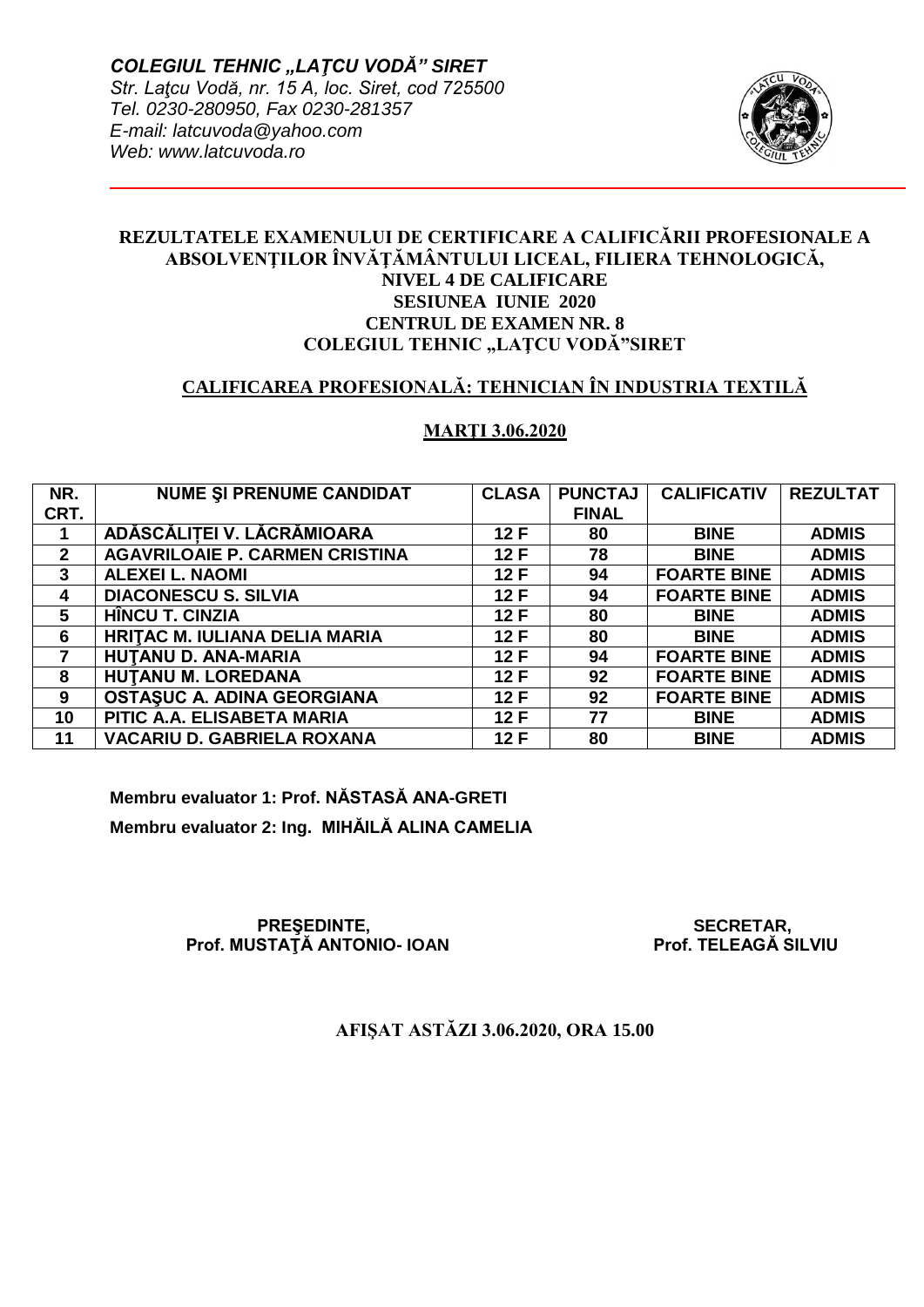***COLEGIUL TEHNIC „LAŢCU VODĂ" SIRET***
*Str. Laţcu Vodă, nr. 15 A, loc. Siret, cod 725500*
*Tel. 0230-280950, Fax 0230-281357*
*E-mail: latcuvoda@yahoo.com*
*Web: www.latcuvoda.ro*

**REZULTATELE EXAMENULUI DE CERTIFICARE A CALIFICĂRII PROFESIONALE A ABSOLVENŢILOR ÎNVĂŢĂMÂNTULUI LICEAL, FILIERA TEHNOLOGICĂ, NIVEL 4 DE CALIFICARE**
**SESIUNEA IUNIE 2020**
**CENTRUL DE EXAMEN NR. 8**
**COLEGIUL TEHNIC „LAŢCU VODĂ"SIRET**

## CALIFICAREA PROFESIONALĂ: TEHNICIAN ÎN INDUSTRIA TEXTILĂ

**MARŢI 3.06.2020**

| NR. CRT. | NUME ŞI PRENUME CANDIDAT | CLASA | PUNCTAJ FINAL | CALIFICATIV | REZULTAT |
|---|---|---|---|---|---|
| 1 | ADĂSCĂLIŢEI V. LĂCRĂMIOARA | 12 F | 80 | BINE | ADMIS |
| 2 | AGAVRILOAIE P. CARMEN CRISTINA | 12 F | 78 | BINE | ADMIS |
| 3 | ALEXEI L. NAOMI | 12 F | 94 | FOARTE BINE | ADMIS |
| 4 | DIACONESCU S. SILVIA | 12 F | 94 | FOARTE BINE | ADMIS |
| 5 | HÎNCU T. CINZIA | 12 F | 80 | BINE | ADMIS |
| 6 | HRIŢAC M. IULIANA DELIA MARIA | 12 F | 80 | BINE | ADMIS |
| 7 | HUŢANU D. ANA-MARIA | 12 F | 94 | FOARTE BINE | ADMIS |
| 8 | HUŢANU M. LOREDANA | 12 F | 92 | FOARTE BINE | ADMIS |
| 9 | OSTAŞUC A. ADINA GEORGIANA | 12 F | 92 | FOARTE BINE | ADMIS |
| 10 | PITIC A.A. ELISABETA MARIA | 12 F | 77 | BINE | ADMIS |
| 11 | VACARIU D. GABRIELA ROXANA | 12 F | 80 | BINE | ADMIS |

**Membru evaluator 1: Prof. NĂSTASĂ ANA-GRETI**

**Membru evaluator 2: Ing. MIHĂILĂ ALINA CAMELIA**

**PREŞEDINTE,**
**Prof. MUSTAŢĂ ANTONIO- IOAN**

**SECRETAR,**
**Prof. TELEAGĂ SILVIU**

**AFIŞAT ASTĂZI 3.06.2020, ORA 15.00**